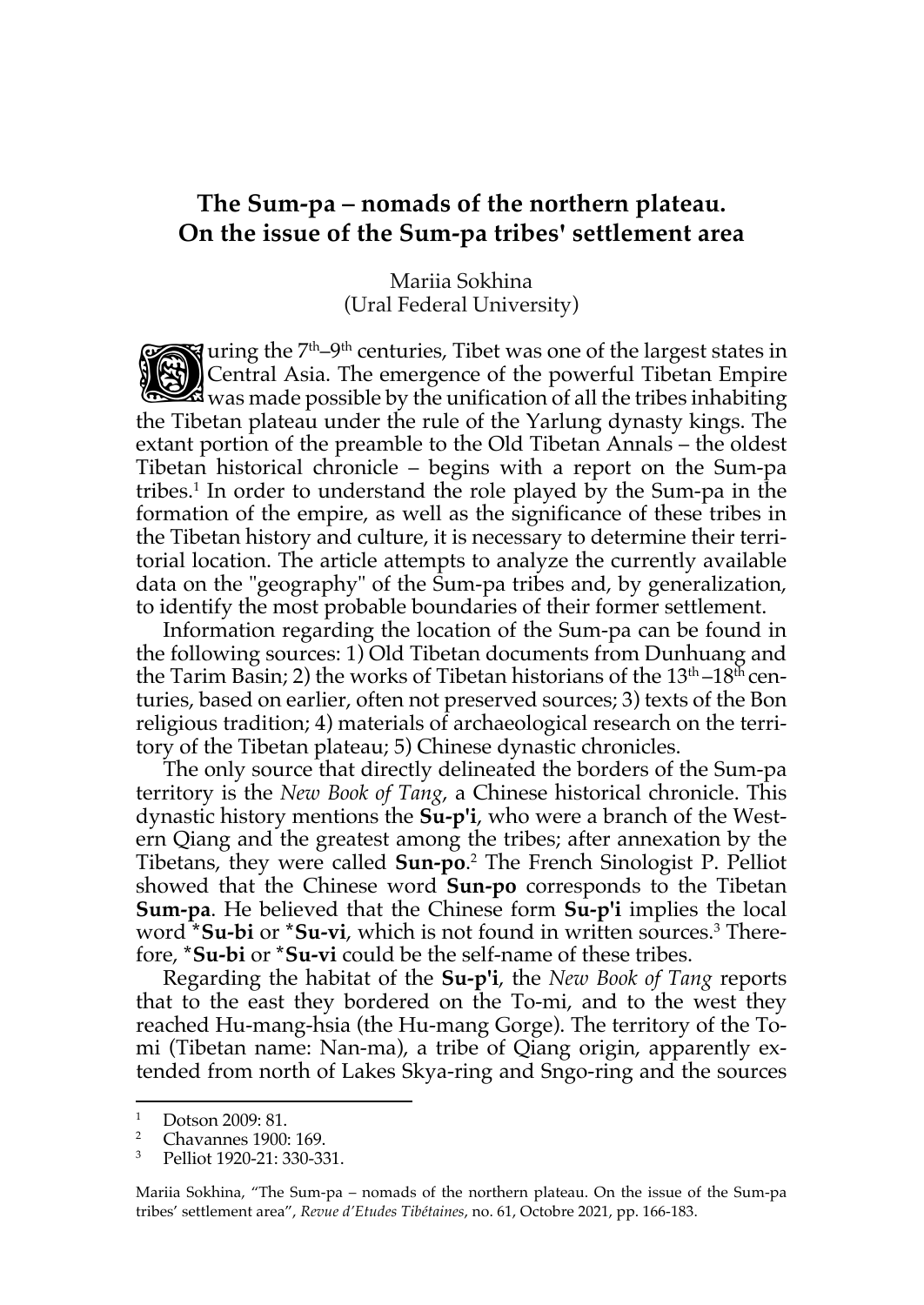# The Sum-pa – nomads of the northern plateau. On the issue of the Sum-pa tribes' settlement area

Mariia Sokhina
(Ural Federal University)

During the 7th–9th centuries, Tibet was one of the largest states in Central Asia. The emergence of the powerful Tibetan Empire was made possible by the unification of all the tribes inhabiting the Tibetan plateau under the rule of the Yarlung dynasty kings. The extant portion of the preamble to the Old Tibetan Annals – the oldest Tibetan historical chronicle – begins with a report on the Sum-pa tribes.[1] In order to understand the role played by the Sum-pa in the formation of the empire, as well as the significance of these tribes in the Tibetan history and culture, it is necessary to determine their territorial location. The article attempts to analyze the currently available data on the "geography" of the Sum-pa tribes and, by generalization, to identify the most probable boundaries of their former settlement.

Information regarding the location of the Sum-pa can be found in the following sources: 1) Old Tibetan documents from Dunhuang and the Tarim Basin; 2) the works of Tibetan historians of the 13th–18th centuries, based on earlier, often not preserved sources; 3) texts of the Bon religious tradition; 4) materials of archaeological research on the territory of the Tibetan plateau; 5) Chinese dynastic chronicles.

The only source that directly delineated the borders of the Sum-pa territory is the *New Book of Tang*, a Chinese historical chronicle. This dynastic history mentions the **Su-p'i**, who were a branch of the Western Qiang and the greatest among the tribes; after annexation by the Tibetans, they were called **Sun-po**.[2] The French Sinologist P. Pelliot showed that the Chinese word **Sun-po** corresponds to the Tibetan **Sum-pa**. He believed that the Chinese form **Su-p'i** implies the local word ***Su-bi** or ***Su-vi**, which is not found in written sources.[3] Therefore, ***Su-bi** or ***Su-vi** could be the self-name of these tribes.

Regarding the habitat of the **Su-p'i**, the *New Book of Tang* reports that to the east they bordered on the To-mi, and to the west they reached Hu-mang-hsia (the Hu-mang Gorge). The territory of the To-mi (Tibetan name: Nan-ma), a tribe of Qiang origin, apparently extended from north of Lakes Skya-ring and Sngo-ring and the sources

---

[1] Dotson 2009: 81.

[2] Chavannes 1900: 169.

[3] Pelliot 1920-21: 330-331.

Mariia Sokhina, "The Sum-pa – nomads of the northern plateau. On the issue of the Sum-pa tribes' settlement area", *Revue d'Etudes Tibétaines*, no. 61, Octobre 2021, pp. 166-183.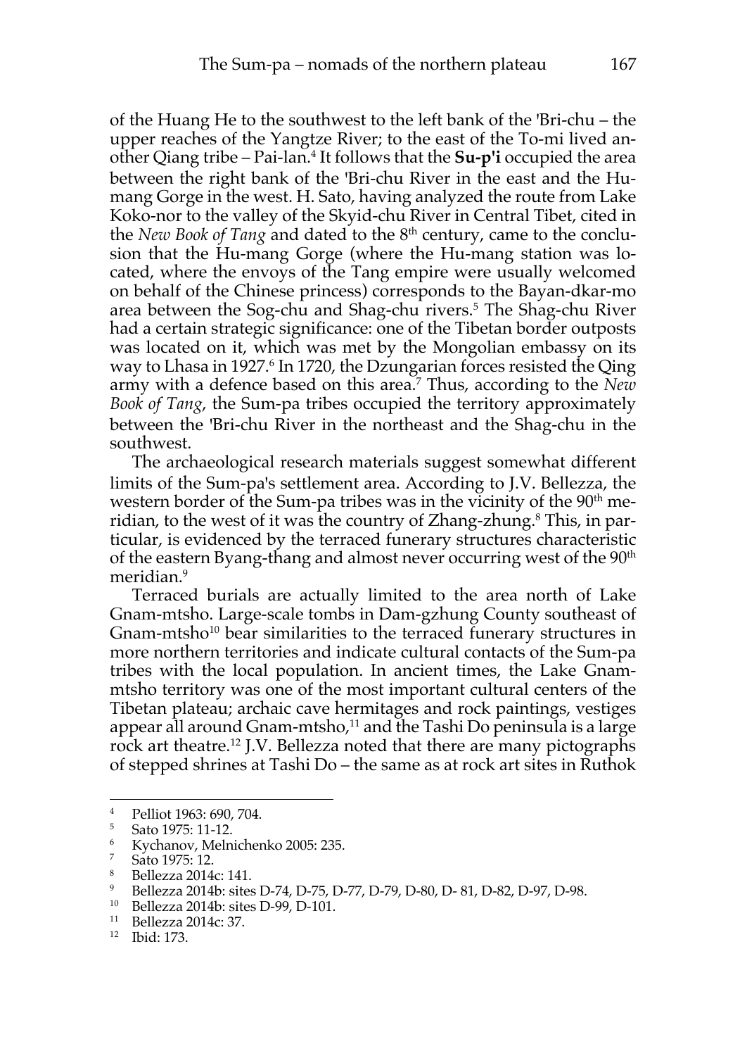of the Huang He to the southwest to the left bank of the 'Bri-chu – the upper reaches of the Yangtze River; to the east of the To-mi lived another Qiang tribe – Pai-lan.[4] It follows that the **Su-p'i** occupied the area between the right bank of the 'Bri-chu River in the east and the Hu-mang Gorge in the west. H. Sato, having analyzed the route from Lake Koko-nor to the valley of the Skyid-chu River in Central Tibet, cited in the *New Book of Tang* and dated to the 8th century, came to the conclusion that the Hu-mang Gorge (where the Hu-mang station was located, where the envoys of the Tang empire were usually welcomed on behalf of the Chinese princess) corresponds to the Bayan-dkar-mo area between the Sog-chu and Shag-chu rivers.[5] The Shag-chu River had a certain strategic significance: one of the Tibetan border outposts was located on it, which was met by the Mongolian embassy on its way to Lhasa in 1927.[6] In 1720, the Dzungarian forces resisted the Qing army with a defence based on this area.[7] Thus, according to the *New Book of Tang*, the Sum-pa tribes occupied the territory approximately between the 'Bri-chu River in the northeast and the Shag-chu in the southwest.

The archaeological research materials suggest somewhat different limits of the Sum-pa's settlement area. According to J.V. Bellezza, the western border of the Sum-pa tribes was in the vicinity of the 90th meridian, to the west of it was the country of Zhang-zhung.[8] This, in particular, is evidenced by the terraced funerary structures characteristic of the eastern Byang-thang and almost never occurring west of the 90th meridian.[9]

Terraced burials are actually limited to the area north of Lake Gnam-mtsho. Large-scale tombs in Dam-gzhung County southeast of Gnam-mtsho[10] bear similarities to the terraced funerary structures in more northern territories and indicate cultural contacts of the Sum-pa tribes with the local population. In ancient times, the Lake Gnam-mtsho territory was one of the most important cultural centers of the Tibetan plateau; archaic cave hermitages and rock paintings, vestiges appear all around Gnam-mtsho,[11] and the Tashi Do peninsula is a large rock art theatre.[12] J.V. Bellezza noted that there are many pictographs of stepped shrines at Tashi Do – the same as at rock art sites in Ruthok

---

[4] Pelliot 1963: 690, 704.

[5] Sato 1975: 11-12.

[6] Kychanov, Melnichenko 2005: 235.

[7] Sato 1975: 12.

[8] Bellezza 2014c: 141.

[9] Bellezza 2014b: sites D-74, D-75, D-77, D-79, D-80, D- 81, D-82, D-97, D-98.

[10] Bellezza 2014b: sites D-99, D-101.

[11] Bellezza 2014c: 37.

[12] Ibid: 173.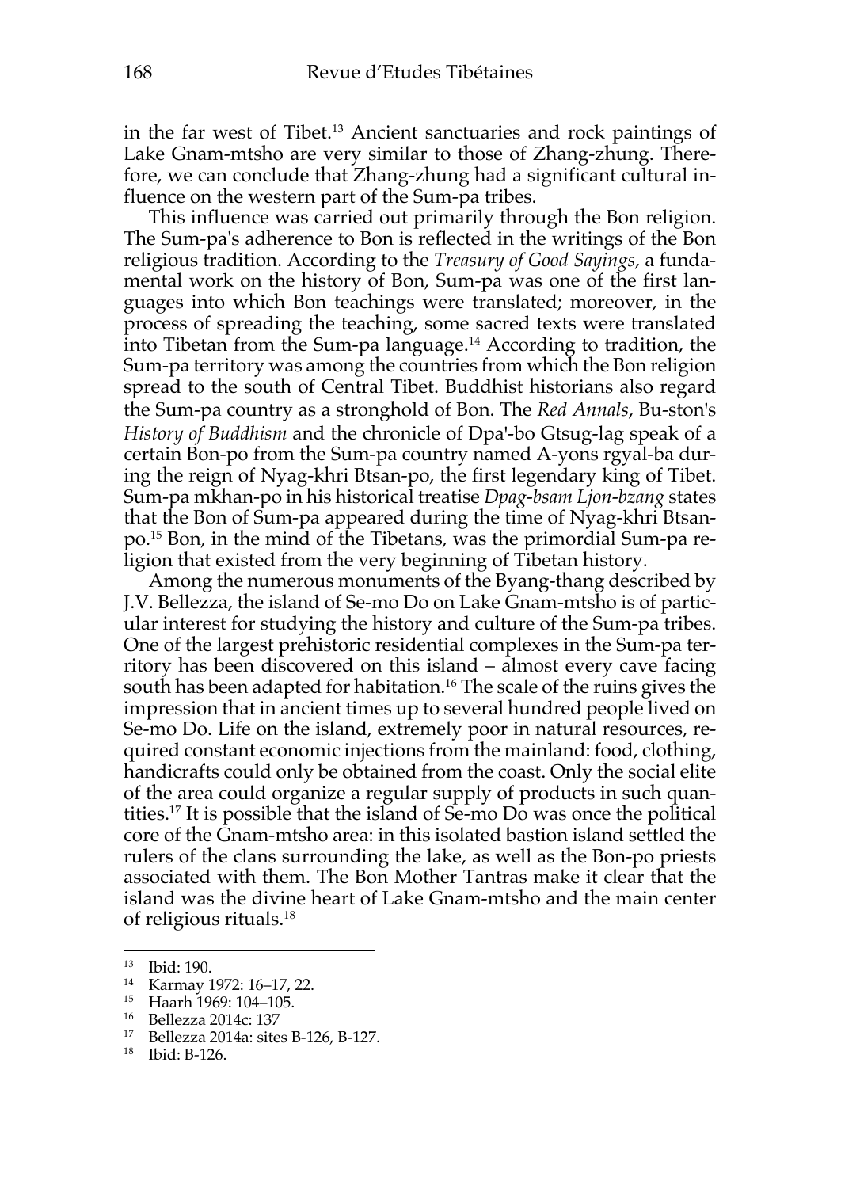in the far west of Tibet.[13] Ancient sanctuaries and rock paintings of Lake Gnam-mtsho are very similar to those of Zhang-zhung. Therefore, we can conclude that Zhang-zhung had a significant cultural influence on the western part of the Sum-pa tribes.

This influence was carried out primarily through the Bon religion. The Sum-pa's adherence to Bon is reflected in the writings of the Bon religious tradition. According to the *Treasury of Good Sayings*, a fundamental work on the history of Bon, Sum-pa was one of the first languages into which Bon teachings were translated; moreover, in the process of spreading the teaching, some sacred texts were translated into Tibetan from the Sum-pa language.[14] According to tradition, the Sum-pa territory was among the countries from which the Bon religion spread to the south of Central Tibet. Buddhist historians also regard the Sum-pa country as a stronghold of Bon. The *Red Annals*, Bu-ston's *History of Buddhism* and the chronicle of Dpa'-bo Gtsug-lag speak of a certain Bon-po from the Sum-pa country named A-yons rgyal-ba during the reign of Nyag-khri Btsan-po, the first legendary king of Tibet. Sum-pa mkhan-po in his historical treatise *Dpag-bsam Ljon-bzang* states that the Bon of Sum-pa appeared during the time of Nyag-khri Btsan-po.[15] Bon, in the mind of the Tibetans, was the primordial Sum-pa religion that existed from the very beginning of Tibetan history.

Among the numerous monuments of the Byang-thang described by J.V. Bellezza, the island of Se-mo Do on Lake Gnam-mtsho is of particular interest for studying the history and culture of the Sum-pa tribes. One of the largest prehistoric residential complexes in the Sum-pa territory has been discovered on this island – almost every cave facing south has been adapted for habitation.[16] The scale of the ruins gives the impression that in ancient times up to several hundred people lived on Se-mo Do. Life on the island, extremely poor in natural resources, required constant economic injections from the mainland: food, clothing, handicrafts could only be obtained from the coast. Only the social elite of the area could organize a regular supply of products in such quantities.[17] It is possible that the island of Se-mo Do was once the political core of the Gnam-mtsho area: in this isolated bastion island settled the rulers of the clans surrounding the lake, as well as the Bon-po priests associated with them. The Bon Mother Tantras make it clear that the island was the divine heart of Lake Gnam-mtsho and the main center of religious rituals.[18]

---

[13] Ibid: 190.

[14] Karmay 1972: 16–17, 22.

[15] Haarh 1969: 104–105.

[16] Bellezza 2014c: 137

[17] Bellezza 2014a: sites B-126, B-127.

[18] Ibid: B-126.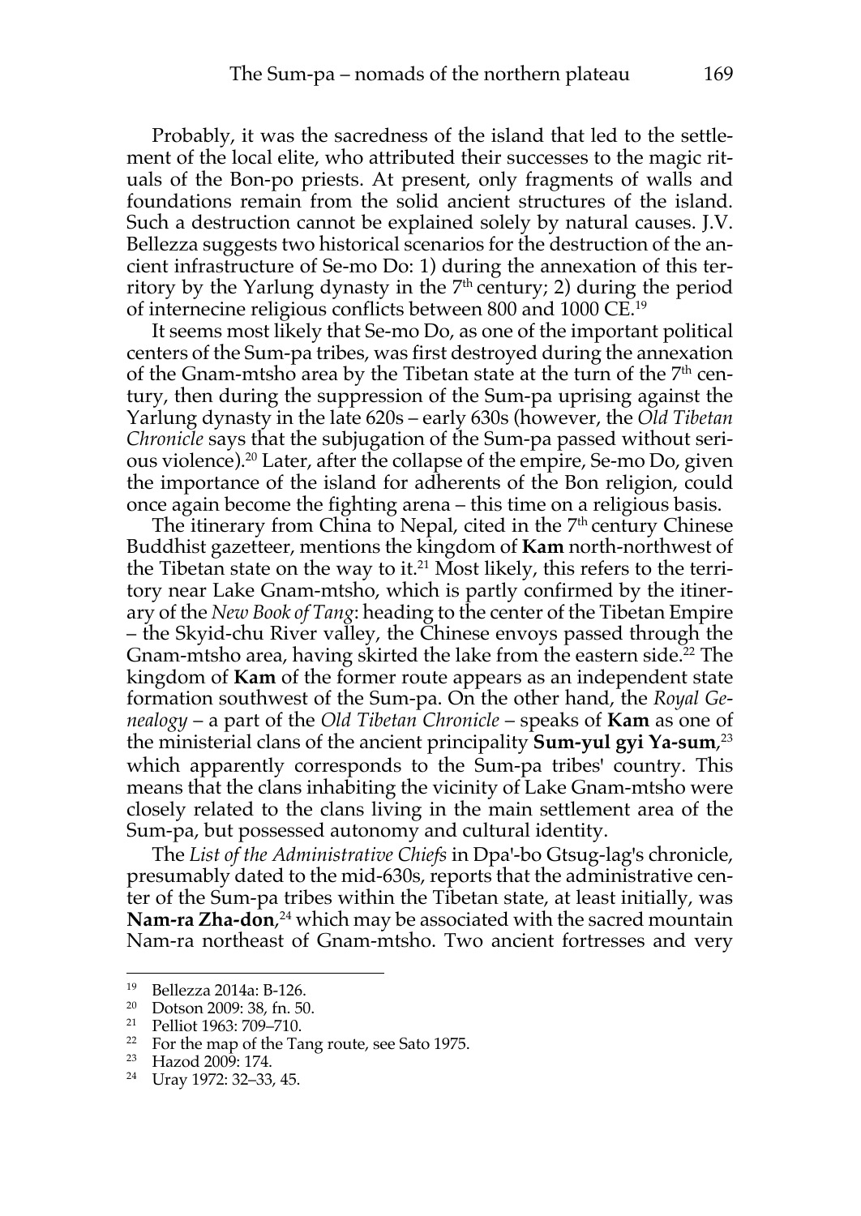Probably, it was the sacredness of the island that led to the settlement of the local elite, who attributed their successes to the magic rituals of the Bon-po priests. At present, only fragments of walls and foundations remain from the solid ancient structures of the island. Such a destruction cannot be explained solely by natural causes. J.V. Bellezza suggests two historical scenarios for the destruction of the ancient infrastructure of Se-mo Do: 1) during the annexation of this territory by the Yarlung dynasty in the 7th century; 2) during the period of internecine religious conflicts between 800 and 1000 CE.[19]

It seems most likely that Se-mo Do, as one of the important political centers of the Sum-pa tribes, was first destroyed during the annexation of the Gnam-mtsho area by the Tibetan state at the turn of the 7th century, then during the suppression of the Sum-pa uprising against the Yarlung dynasty in the late 620s – early 630s (however, the *Old Tibetan Chronicle* says that the subjugation of the Sum-pa passed without serious violence).[20] Later, after the collapse of the empire, Se-mo Do, given the importance of the island for adherents of the Bon religion, could once again become the fighting arena – this time on a religious basis.

The itinerary from China to Nepal, cited in the 7th century Chinese Buddhist gazetteer, mentions the kingdom of **Kam** north-northwest of the Tibetan state on the way to it.[21] Most likely, this refers to the territory near Lake Gnam-mtsho, which is partly confirmed by the itinerary of the *New Book of Tang*: heading to the center of the Tibetan Empire – the Skyid-chu River valley, the Chinese envoys passed through the Gnam-mtsho area, having skirted the lake from the eastern side.[22] The kingdom of **Kam** of the former route appears as an independent state formation southwest of the Sum-pa. On the other hand, the *Royal Genealogy* – a part of the *Old Tibetan Chronicle* – speaks of **Kam** as one of the ministerial clans of the ancient principality **Sum-yul gyi Ya-sum**,[23] which apparently corresponds to the Sum-pa tribes' country. This means that the clans inhabiting the vicinity of Lake Gnam-mtsho were closely related to the clans living in the main settlement area of the Sum-pa, but possessed autonomy and cultural identity.

The *List of the Administrative Chiefs* in Dpa'-bo Gtsug-lag's chronicle, presumably dated to the mid-630s, reports that the administrative center of the Sum-pa tribes within the Tibetan state, at least initially, was **Nam-ra Zha-don**,[24] which may be associated with the sacred mountain Nam-ra northeast of Gnam-mtsho. Two ancient fortresses and very

---

19 Bellezza 2014a: B-126.

20 Dotson 2009: 38, fn. 50.

21 Pelliot 1963: 709–710.

22 For the map of the Tang route, see Sato 1975.

23 Hazod 2009: 174.

24 Uray 1972: 32–33, 45.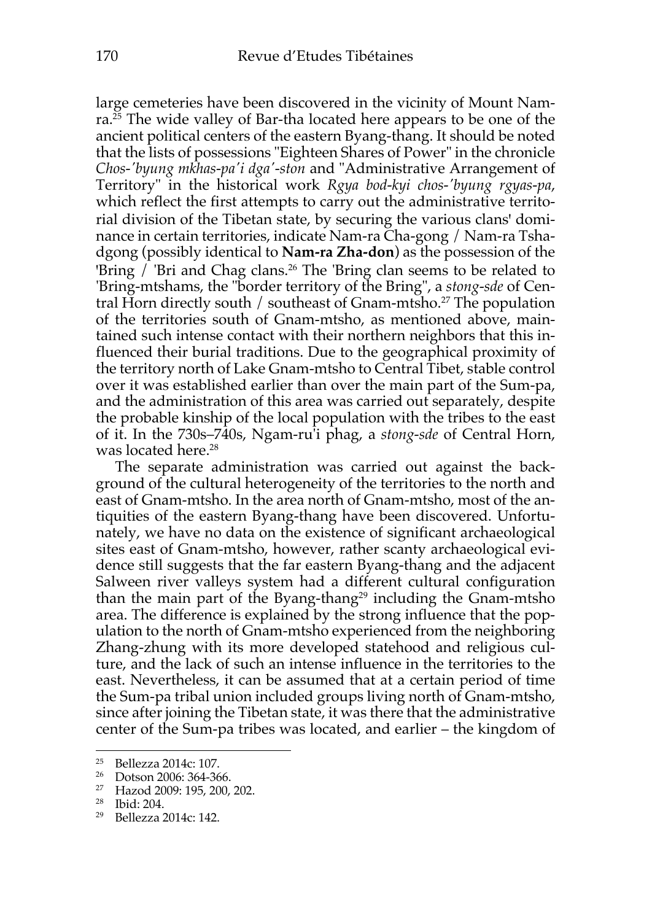large cemeteries have been discovered in the vicinity of Mount Nam-ra.[25] The wide valley of Bar-tha located here appears to be one of the ancient political centers of the eastern Byang-thang. It should be noted that the lists of possessions "Eighteen Shares of Power" in the chronicle *Chos-'byung mkhas-pa'i dga'-ston* and "Administrative Arrangement of Territory" in the historical work *Rgya bod-kyi chos-'byung rgyas-pa*, which reflect the first attempts to carry out the administrative territorial division of the Tibetan state, by securing the various clans' dominance in certain territories, indicate Nam-ra Cha-gong / Nam-ra Tsha-dgong (possibly identical to **Nam-ra Zha-don**) as the possession of the 'Bring / 'Bri and Chag clans.[26] The 'Bring clan seems to be related to 'Bring-mtshams, the "border territory of the Bring", a *stong-sde* of Central Horn directly south / southeast of Gnam-mtsho.[27] The population of the territories south of Gnam-mtsho, as mentioned above, maintained such intense contact with their northern neighbors that this influenced their burial traditions. Due to the geographical proximity of the territory north of Lake Gnam-mtsho to Central Tibet, stable control over it was established earlier than over the main part of the Sum-pa, and the administration of this area was carried out separately, despite the probable kinship of the local population with the tribes to the east of it. In the 730s–740s, Ngam-ru'i phag, a *stong-sde* of Central Horn, was located here.[28]

The separate administration was carried out against the background of the cultural heterogeneity of the territories to the north and east of Gnam-mtsho. In the area north of Gnam-mtsho, most of the antiquities of the eastern Byang-thang have been discovered. Unfortunately, we have no data on the existence of significant archaeological sites east of Gnam-mtsho, however, rather scanty archaeological evidence still suggests that the far eastern Byang-thang and the adjacent Salween river valleys system had a different cultural configuration than the main part of the Byang-thang[29] including the Gnam-mtsho area. The difference is explained by the strong influence that the population to the north of Gnam-mtsho experienced from the neighboring Zhang-zhung with its more developed statehood and religious culture, and the lack of such an intense influence in the territories to the east. Nevertheless, it can be assumed that at a certain period of time the Sum-pa tribal union included groups living north of Gnam-mtsho, since after joining the Tibetan state, it was there that the administrative center of the Sum-pa tribes was located, and earlier – the kingdom of

---

[25] Bellezza 2014c: 107.

[26] Dotson 2006: 364-366.

[27] Hazod 2009: 195, 200, 202.

[28] Ibid: 204.

[29] Bellezza 2014c: 142.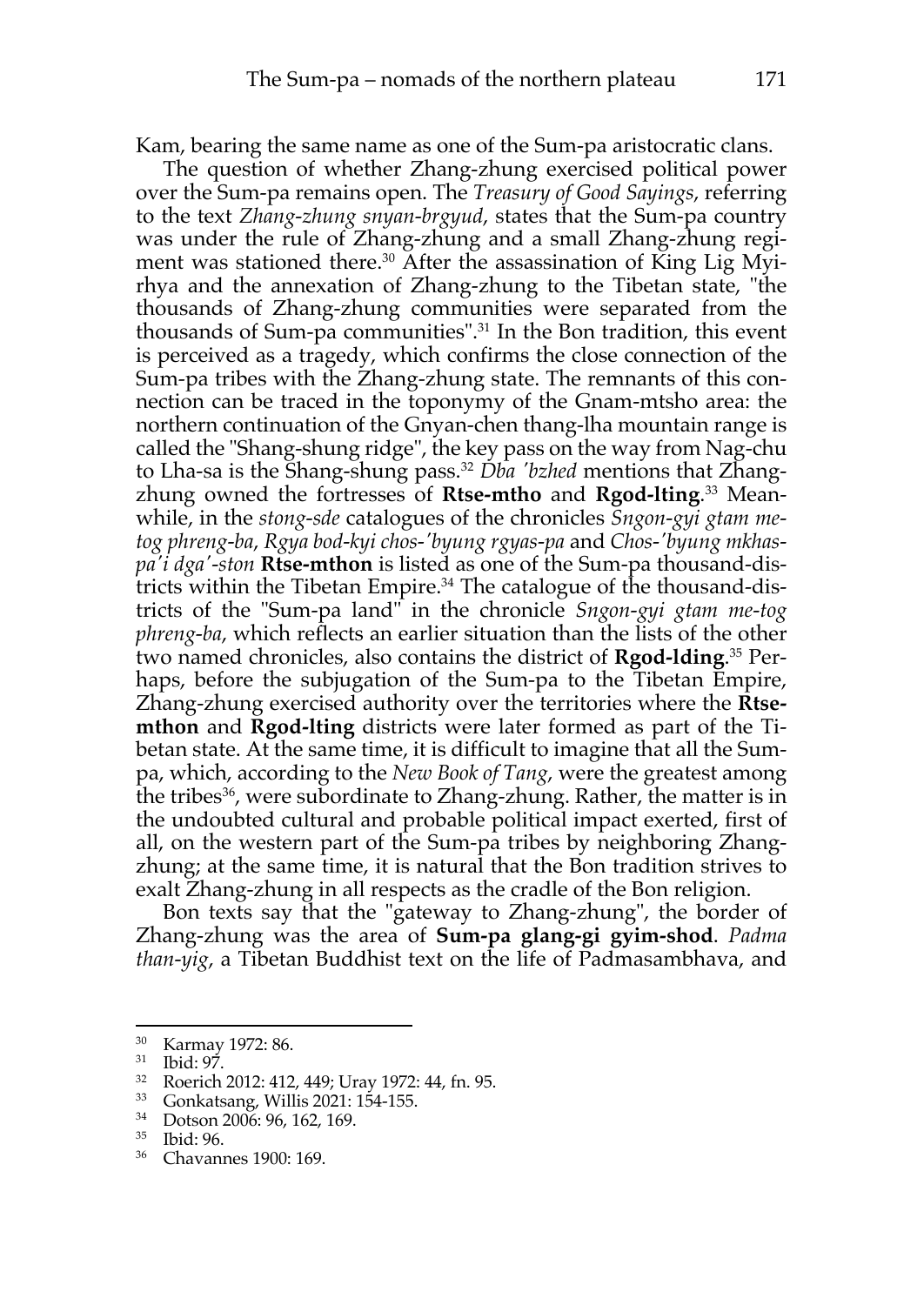Kam, bearing the same name as one of the Sum-pa aristocratic clans.

The question of whether Zhang-zhung exercised political power over the Sum-pa remains open. The *Treasury of Good Sayings*, referring to the text *Zhang-zhung snyan-brgyud*, states that the Sum-pa country was under the rule of Zhang-zhung and a small Zhang-zhung regiment was stationed there.[30] After the assassination of King Lig Myi-rhya and the annexation of Zhang-zhung to the Tibetan state, "the thousands of Zhang-zhung communities were separated from the thousands of Sum-pa communities".[31] In the Bon tradition, this event is perceived as a tragedy, which confirms the close connection of the Sum-pa tribes with the Zhang-zhung state. The remnants of this connection can be traced in the toponymy of the Gnam-mtsho area: the northern continuation of the Gnyan-chen thang-lha mountain range is called the "Shang-shung ridge", the key pass on the way from Nag-chu to Lha-sa is the Shang-shung pass.[32] *Dba ʹbzhed* mentions that Zhang-zhung owned the fortresses of **Rtse-mtho** and **Rgod-lting**.[33] Meanwhile, in the *stong-sde* catalogues of the chronicles *Sngon-gyi gtam me-tog phreng-ba*, *Rgya bod-kyi chos-ʹbyung rgyas-pa* and *Chos-ʹbyung mkhas-paʹi dgaʹ-ston* **Rtse-mthon** is listed as one of the Sum-pa thousand-districts within the Tibetan Empire.[34] The catalogue of the thousand-districts of the "Sum-pa land" in the chronicle *Sngon-gyi gtam me-tog phreng-ba*, which reflects an earlier situation than the lists of the other two named chronicles, also contains the district of **Rgod-lding**.[35] Perhaps, before the subjugation of the Sum-pa to the Tibetan Empire, Zhang-zhung exercised authority over the territories where the **Rtse-mthon** and **Rgod-lting** districts were later formed as part of the Tibetan state. At the same time, it is difficult to imagine that all the Sum-pa, which, according to the *New Book of Tang*, were the greatest among the tribes[36], were subordinate to Zhang-zhung. Rather, the matter is in the undoubted cultural and probable political impact exerted, first of all, on the western part of the Sum-pa tribes by neighboring Zhang-zhung; at the same time, it is natural that the Bon tradition strives to exalt Zhang-zhung in all respects as the cradle of the Bon religion.

Bon texts say that the "gateway to Zhang-zhung", the border of Zhang-zhung was the area of **Sum-pa glang-gi gyim-shod**. *Padma than-yig*, a Tibetan Buddhist text on the life of Padmasambhava, and

---

[30] Karmay 1972: 86.

[31] Ibid: 97.

[32] Roerich 2012: 412, 449; Uray 1972: 44, fn. 95.

[33] Gonkatsang, Willis 2021: 154-155.

[34] Dotson 2006: 96, 162, 169.

[35] Ibid: 96.

[36] Chavannes 1900: 169.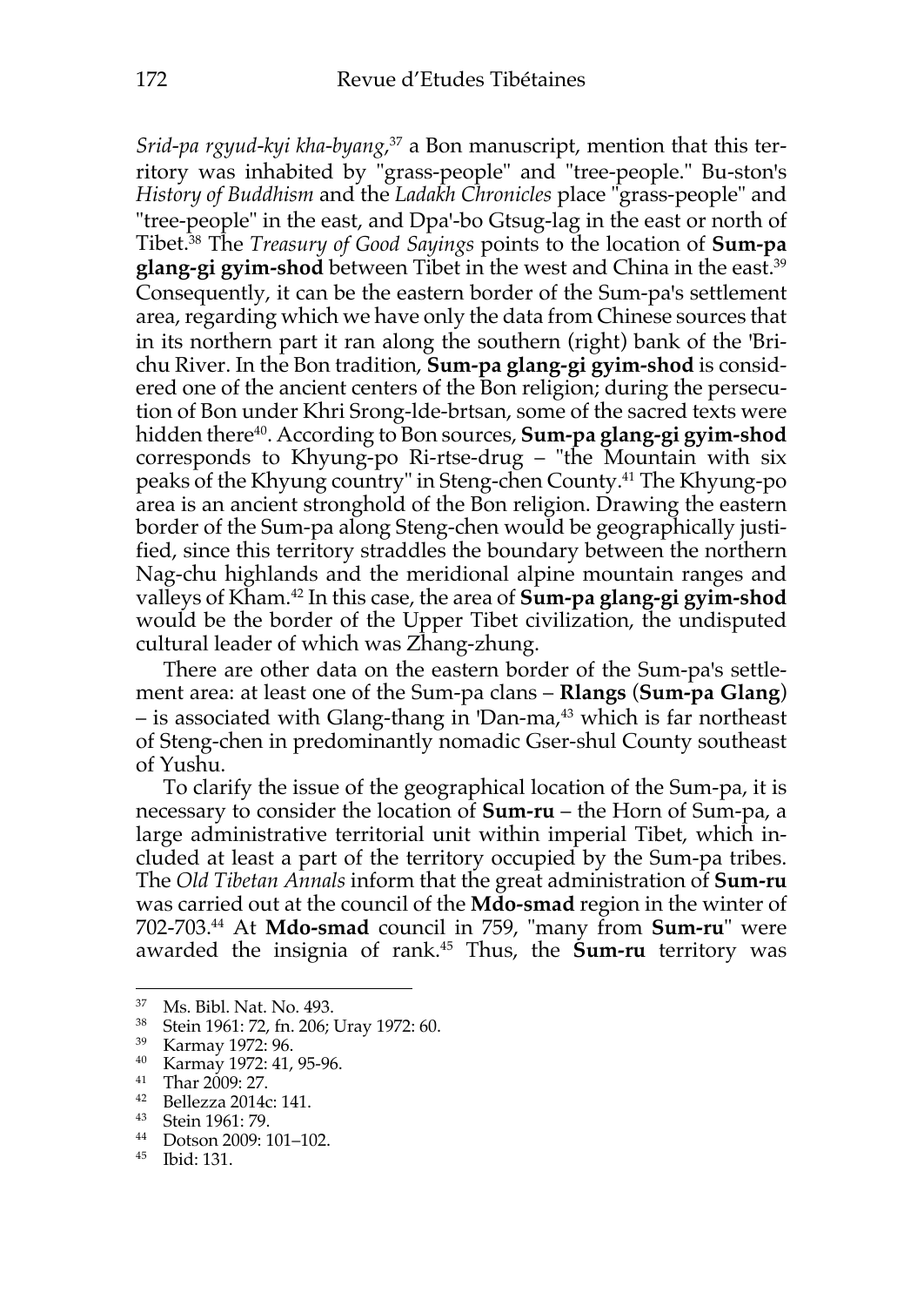*Srid-pa rgyud-kyi kha-byang*,[37] a Bon manuscript, mention that this territory was inhabited by "grass-people" and "tree-people." Bu-ston's *History of Buddhism* and the *Ladakh Chronicles* place "grass-people" and "tree-people" in the east, and Dpa'-bo Gtsug-lag in the east or north of Tibet.[38] The *Treasury of Good Sayings* points to the location of **Sum-pa glang-gi gyim-shod** between Tibet in the west and China in the east.[39] Consequently, it can be the eastern border of the Sum-pa's settlement area, regarding which we have only the data from Chinese sources that in its northern part it ran along the southern (right) bank of the 'Bri-chu River. In the Bon tradition, **Sum-pa glang-gi gyim-shod** is considered one of the ancient centers of the Bon religion; during the persecution of Bon under Khri Srong-lde-brtsan, some of the sacred texts were hidden there[40]. According to Bon sources, **Sum-pa glang-gi gyim-shod** corresponds to Khyung-po Ri-rtse-drug – "the Mountain with six peaks of the Khyung country" in Steng-chen County.[41] The Khyung-po area is an ancient stronghold of the Bon religion. Drawing the eastern border of the Sum-pa along Steng-chen would be geographically justified, since this territory straddles the boundary between the northern Nag-chu highlands and the meridional alpine mountain ranges and valleys of Kham.[42] In this case, the area of **Sum-pa glang-gi gyim-shod** would be the border of the Upper Tibet civilization, the undisputed cultural leader of which was Zhang-zhung.

There are other data on the eastern border of the Sum-pa's settlement area: at least one of the Sum-pa clans – **Rlangs** (**Sum-pa Glang**) – is associated with Glang-thang in 'Dan-ma,[43] which is far northeast of Steng-chen in predominantly nomadic Gser-shul County southeast of Yushu.

To clarify the issue of the geographical location of the Sum-pa, it is necessary to consider the location of **Sum-ru** – the Horn of Sum-pa, a large administrative territorial unit within imperial Tibet, which included at least a part of the territory occupied by the Sum-pa tribes. The *Old Tibetan Annals* inform that the great administration of **Sum-ru** was carried out at the council of the **Mdo-smad** region in the winter of 702-703.[44] At **Mdo-smad** council in 759, "many from **Sum-ru**" were awarded the insignia of rank.[45] Thus, the **Sum-ru** territory was

---

[37] Ms. Bibl. Nat. No. 493.
[38] Stein 1961: 72, fn. 206; Uray 1972: 60.
[39] Karmay 1972: 96.
[40] Karmay 1972: 41, 95-96.
[41] Thar 2009: 27.
[42] Bellezza 2014c: 141.
[43] Stein 1961: 79.
[44] Dotson 2009: 101–102.
[45] Ibid: 131.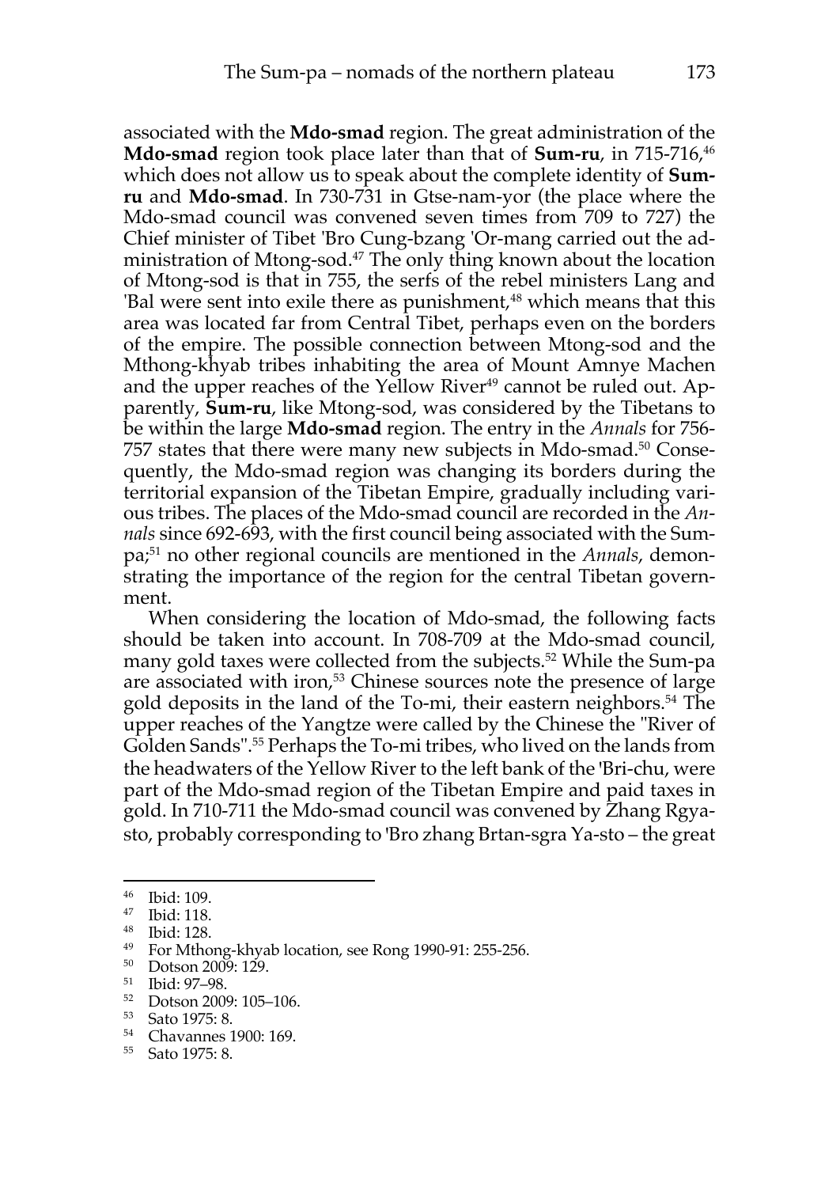associated with the **Mdo-smad** region. The great administration of the **Mdo-smad** region took place later than that of **Sum-ru**, in 715-716,[46] which does not allow us to speak about the complete identity of **Sum-ru** and **Mdo-smad**. In 730-731 in Gtse-nam-yor (the place where the Mdo-smad council was convened seven times from 709 to 727) the Chief minister of Tibet 'Bro Cung-bzang 'Or-mang carried out the administration of Mtong-sod.[47] The only thing known about the location of Mtong-sod is that in 755, the serfs of the rebel ministers Lang and 'Bal were sent into exile there as punishment,[48] which means that this area was located far from Central Tibet, perhaps even on the borders of the empire. The possible connection between Mtong-sod and the Mthong-khyab tribes inhabiting the area of Mount Amnye Machen and the upper reaches of the Yellow River[49] cannot be ruled out. Apparently, **Sum-ru**, like Mtong-sod, was considered by the Tibetans to be within the large **Mdo-smad** region. The entry in the *Annals* for 756-757 states that there were many new subjects in Mdo-smad.[50] Consequently, the Mdo-smad region was changing its borders during the territorial expansion of the Tibetan Empire, gradually including various tribes. The places of the Mdo-smad council are recorded in the *Annals* since 692-693, with the first council being associated with the Sum-pa;[51] no other regional councils are mentioned in the *Annals*, demonstrating the importance of the region for the central Tibetan government.

When considering the location of Mdo-smad, the following facts should be taken into account. In 708-709 at the Mdo-smad council, many gold taxes were collected from the subjects.[52] While the Sum-pa are associated with iron,[53] Chinese sources note the presence of large gold deposits in the land of the To-mi, their eastern neighbors.[54] The upper reaches of the Yangtze were called by the Chinese the "River of Golden Sands".[55] Perhaps the To-mi tribes, who lived on the lands from the headwaters of the Yellow River to the left bank of the 'Bri-chu, were part of the Mdo-smad region of the Tibetan Empire and paid taxes in gold. In 710-711 the Mdo-smad council was convened by Zhang Rgya-sto, probably corresponding to 'Bro zhang Brtan-sgra Ya-sto – the great

---

[46] Ibid: 109.
[47] Ibid: 118.
[48] Ibid: 128.
[49] For Mthong-khyab location, see Rong 1990-91: 255-256.
[50] Dotson 2009: 129.
[51] Ibid: 97–98.
[52] Dotson 2009: 105–106.
[53] Sato 1975: 8.
[54] Chavannes 1900: 169.
[55] Sato 1975: 8.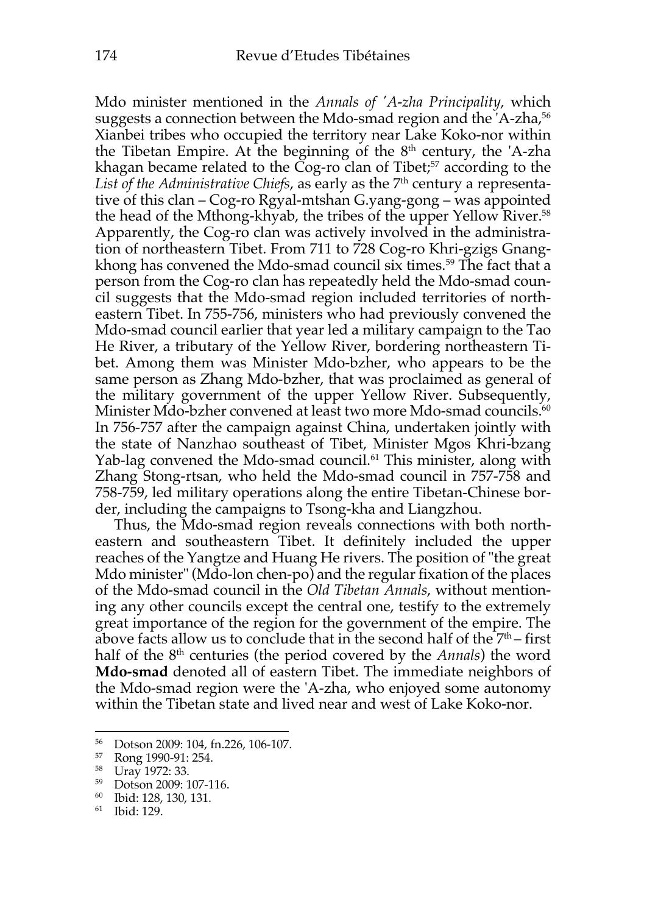Mdo minister mentioned in the *Annals of 'A-zha Principality*, which suggests a connection between the Mdo-smad region and the 'A-zha,[56] Xianbei tribes who occupied the territory near Lake Koko-nor within the Tibetan Empire. At the beginning of the 8th century, the 'A-zha khagan became related to the Cog-ro clan of Tibet;[57] according to the *List of the Administrative Chiefs*, as early as the 7th century a representative of this clan – Cog-ro Rgyal-mtshan G.yang-gong – was appointed the head of the Mthong-khyab, the tribes of the upper Yellow River.[58] Apparently, the Cog-ro clan was actively involved in the administration of northeastern Tibet. From 711 to 728 Cog-ro Khri-gzigs Gnang-khong has convened the Mdo-smad council six times.[59] The fact that a person from the Cog-ro clan has repeatedly held the Mdo-smad council suggests that the Mdo-smad region included territories of northeastern Tibet. In 755-756, ministers who had previously convened the Mdo-smad council earlier that year led a military campaign to the Tao He River, a tributary of the Yellow River, bordering northeastern Tibet. Among them was Minister Mdo-bzher, who appears to be the same person as Zhang Mdo-bzher, that was proclaimed as general of the military government of the upper Yellow River. Subsequently, Minister Mdo-bzher convened at least two more Mdo-smad councils.[60] In 756-757 after the campaign against China, undertaken jointly with the state of Nanzhao southeast of Tibet, Minister Mgos Khri-bzang Yab-lag convened the Mdo-smad council.[61] This minister, along with Zhang Stong-rtsan, who held the Mdo-smad council in 757-758 and 758-759, led military operations along the entire Tibetan-Chinese border, including the campaigns to Tsong-kha and Liangzhou.

Thus, the Mdo-smad region reveals connections with both northeastern and southeastern Tibet. It definitely included the upper reaches of the Yangtze and Huang He rivers. The position of "the great Mdo minister" (Mdo-lon chen-po) and the regular fixation of the places of the Mdo-smad council in the *Old Tibetan Annals*, without mentioning any other councils except the central one, testify to the extremely great importance of the region for the government of the empire. The above facts allow us to conclude that in the second half of the 7th – first half of the 8th centuries (the period covered by the *Annals*) the word **Mdo-smad** denoted all of eastern Tibet. The immediate neighbors of the Mdo-smad region were the 'A-zha, who enjoyed some autonomy within the Tibetan state and lived near and west of Lake Koko-nor.

---

[56] Dotson 2009: 104, fn.226, 106-107.

[57] Rong 1990-91: 254.

[58] Uray 1972: 33.

[59] Dotson 2009: 107-116.

[60] Ibid: 128, 130, 131.

[61] Ibid: 129.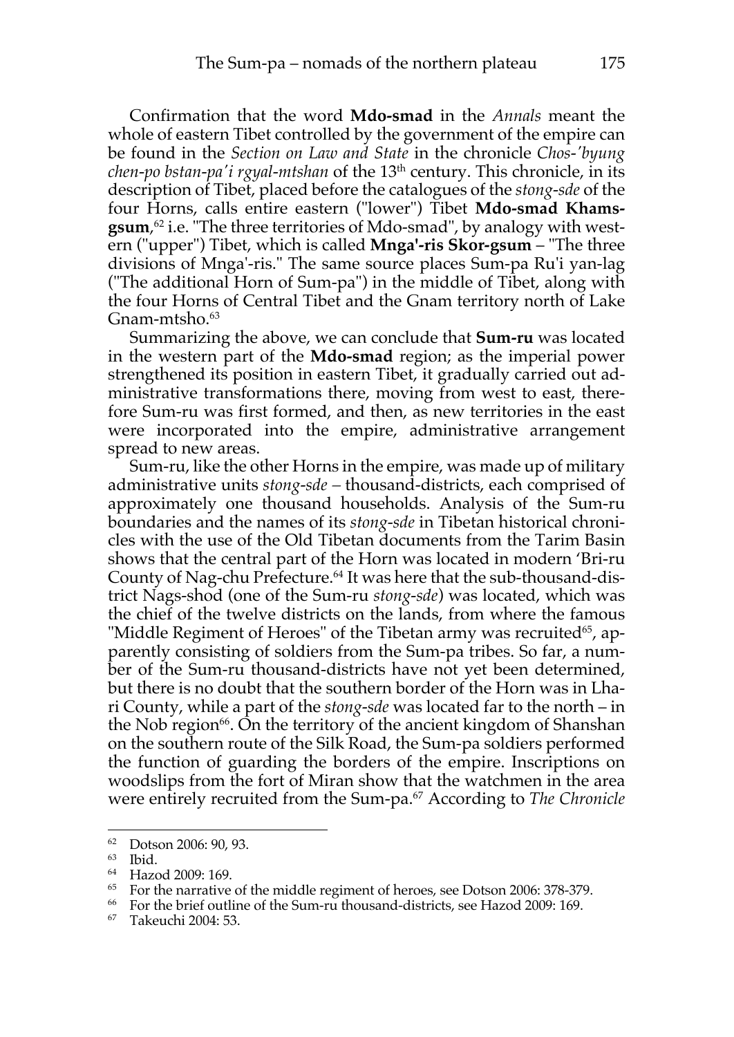Confirmation that the word **Mdo-smad** in the *Annals* meant the whole of eastern Tibet controlled by the government of the empire can be found in the *Section on Law and State* in the chronicle *Chos-'byung chen-po bstan-pa'i rgyal-mtshan* of the 13th century. This chronicle, in its description of Tibet, placed before the catalogues of the *stong-sde* of the four Horns, calls entire eastern ("lower") Tibet **Mdo-smad Khams-gsum**,[62] i.e. "The three territories of Mdo-smad", by analogy with western ("upper") Tibet, which is called **Mnga'-ris Skor-gsum** – "The three divisions of Mnga'-ris." The same source places Sum-pa Ru'i yan-lag ("The additional Horn of Sum-pa") in the middle of Tibet, along with the four Horns of Central Tibet and the Gnam territory north of Lake Gnam-mtsho.[63]

Summarizing the above, we can conclude that **Sum-ru** was located in the western part of the **Mdo-smad** region; as the imperial power strengthened its position in eastern Tibet, it gradually carried out administrative transformations there, moving from west to east, therefore Sum-ru was first formed, and then, as new territories in the east were incorporated into the empire, administrative arrangement spread to new areas.

Sum-ru, like the other Horns in the empire, was made up of military administrative units *stong-sde* – thousand-districts, each comprised of approximately one thousand households. Analysis of the Sum-ru boundaries and the names of its *stong-sde* in Tibetan historical chronicles with the use of the Old Tibetan documents from the Tarim Basin shows that the central part of the Horn was located in modern 'Bri-ru County of Nag-chu Prefecture.[64] It was here that the sub-thousand-district Nags-shod (one of the Sum-ru *stong-sde*) was located, which was the chief of the twelve districts on the lands, from where the famous "Middle Regiment of Heroes" of the Tibetan army was recruited[65], apparently consisting of soldiers from the Sum-pa tribes. So far, a number of the Sum-ru thousand-districts have not yet been determined, but there is no doubt that the southern border of the Horn was in Lha-ri County, while a part of the *stong-sde* was located far to the north – in the Nob region[66]. On the territory of the ancient kingdom of Shanshan on the southern route of the Silk Road, the Sum-pa soldiers performed the function of guarding the borders of the empire. Inscriptions on woodslips from the fort of Miran show that the watchmen in the area were entirely recruited from the Sum-pa.[67] According to *The Chronicle*

---

62 Dotson 2006: 90, 93.

63 Ibid.

64 Hazod 2009: 169.

65 For the narrative of the middle regiment of heroes, see Dotson 2006: 378-379.

66 For the brief outline of the Sum-ru thousand-districts, see Hazod 2009: 169.

67 Takeuchi 2004: 53.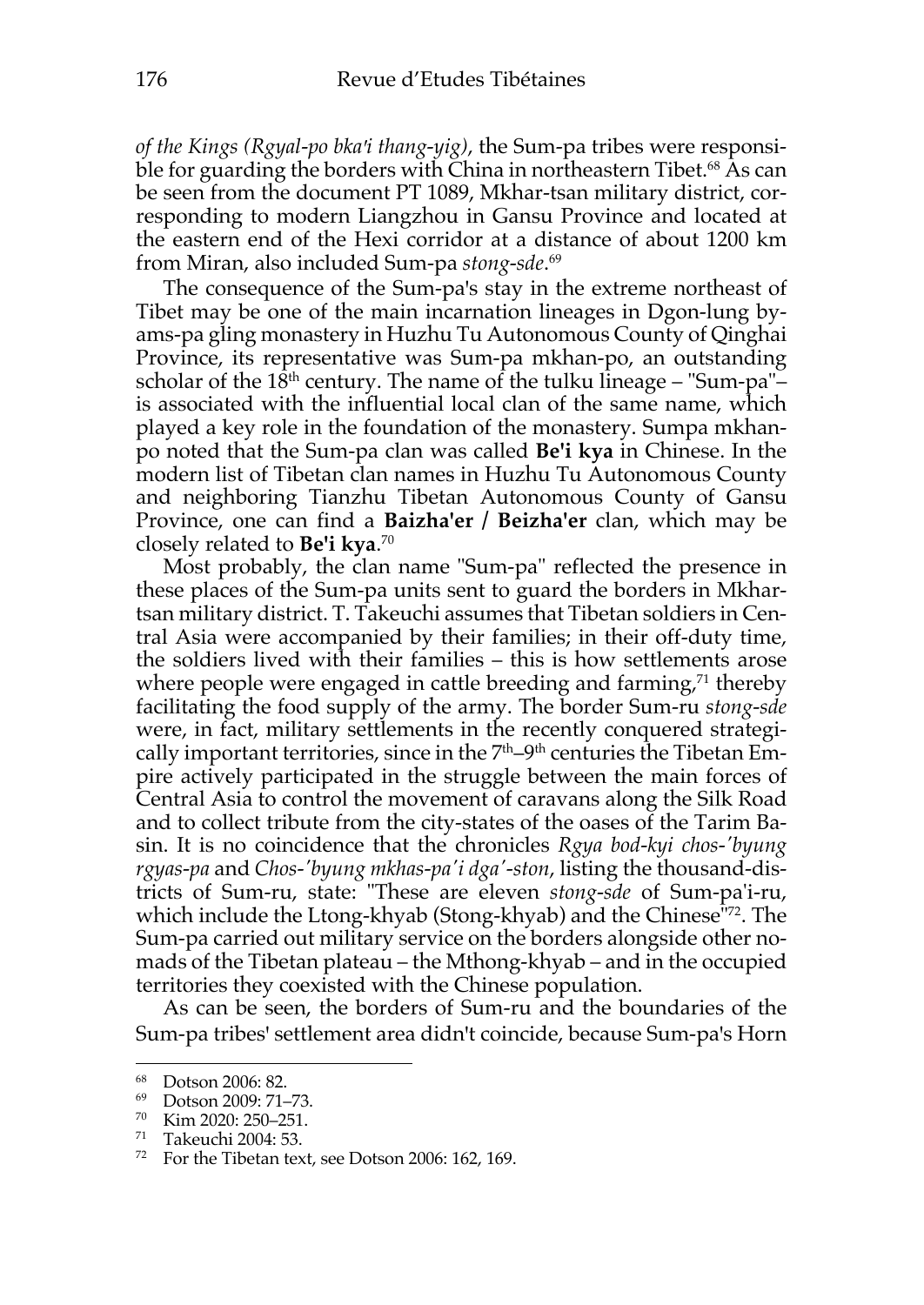*of the Kings (Rgyal-po bka'i thang-yig)*, the Sum-pa tribes were responsible for guarding the borders with China in northeastern Tibet.[68] As can be seen from the document PT 1089, Mkhar-tsan military district, corresponding to modern Liangzhou in Gansu Province and located at the eastern end of the Hexi corridor at a distance of about 1200 km from Miran, also included Sum-pa *stong-sde*.[69]

The consequence of the Sum-pa's stay in the extreme northeast of Tibet may be one of the main incarnation lineages in Dgon-lung byams-pa gling monastery in Huzhu Tu Autonomous County of Qinghai Province, its representative was Sum-pa mkhan-po, an outstanding scholar of the 18th century. The name of the tulku lineage – "Sum-pa"– is associated with the influential local clan of the same name, which played a key role in the foundation of the monastery. Sumpa mkhan-po noted that the Sum-pa clan was called **Be'i kya** in Chinese. In the modern list of Tibetan clan names in Huzhu Tu Autonomous County and neighboring Tianzhu Tibetan Autonomous County of Gansu Province, one can find a **Baizha'er / Beizha'er** clan, which may be closely related to **Be'i kya**.[70]

Most probably, the clan name "Sum-pa" reflected the presence in these places of the Sum-pa units sent to guard the borders in Mkhar-tsan military district. T. Takeuchi assumes that Tibetan soldiers in Central Asia were accompanied by their families; in their off-duty time, the soldiers lived with their families – this is how settlements arose where people were engaged in cattle breeding and farming,[71] thereby facilitating the food supply of the army. The border Sum-ru *stong-sde* were, in fact, military settlements in the recently conquered strategically important territories, since in the 7th–9th centuries the Tibetan Empire actively participated in the struggle between the main forces of Central Asia to control the movement of caravans along the Silk Road and to collect tribute from the city-states of the oases of the Tarim Basin. It is no coincidence that the chronicles *Rgya bod-kyi chos-'byung rgyas-pa* and *Chos-'byung mkhas-pa'i dga'-ston*, listing the thousand-districts of Sum-ru, state: "These are eleven *stong-sde* of Sum-pa'i-ru, which include the Ltong-khyab (Stong-khyab) and the Chinese"[72]. The Sum-pa carried out military service on the borders alongside other nomads of the Tibetan plateau – the Mthong-khyab – and in the occupied territories they coexisted with the Chinese population.

As can be seen, the borders of Sum-ru and the boundaries of the Sum-pa tribes' settlement area didn't coincide, because Sum-pa's Horn

---

[68] Dotson 2006: 82.

[69] Dotson 2009: 71–73.

[70] Kim 2020: 250–251.

[71] Takeuchi 2004: 53.

[72] For the Tibetan text, see Dotson 2006: 162, 169.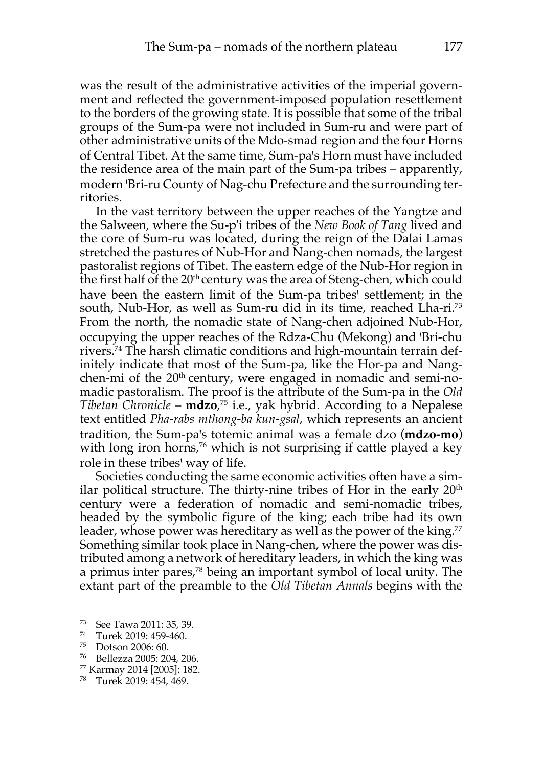was the result of the administrative activities of the imperial government and reflected the government-imposed population resettlement to the borders of the growing state. It is possible that some of the tribal groups of the Sum-pa were not included in Sum-ru and were part of other administrative units of the Mdo-smad region and the four Horns of Central Tibet. At the same time, Sum-pa's Horn must have included the residence area of the main part of the Sum-pa tribes – apparently, modern 'Bri-ru County of Nag-chu Prefecture and the surrounding territories.

In the vast territory between the upper reaches of the Yangtze and the Salween, where the Su-p'i tribes of the *New Book of Tang* lived and the core of Sum-ru was located, during the reign of the Dalai Lamas stretched the pastures of Nub-Hor and Nang-chen nomads, the largest pastoralist regions of Tibet. The eastern edge of the Nub-Hor region in the first half of the 20th century was the area of Steng-chen, which could have been the eastern limit of the Sum-pa tribes' settlement; in the south, Nub-Hor, as well as Sum-ru did in its time, reached Lha-ri.[73] From the north, the nomadic state of Nang-chen adjoined Nub-Hor, occupying the upper reaches of the Rdza-Chu (Mekong) and 'Bri-chu rivers.[74] The harsh climatic conditions and high-mountain terrain definitely indicate that most of the Sum-pa, like the Hor-pa and Nang-chen-mi of the 20th century, were engaged in nomadic and semi-nomadic pastoralism. The proof is the attribute of the Sum-pa in the *Old Tibetan Chronicle* – **mdzo**,[75] i.e., yak hybrid. According to a Nepalese text entitled *Pha-rabs mthong-ba kun-gsal*, which represents an ancient tradition, the Sum-pa's totemic animal was a female dzo (**mdzo-mo**) with long iron horns,[76] which is not surprising if cattle played a key role in these tribes' way of life.

Societies conducting the same economic activities often have a similar political structure. The thirty-nine tribes of Hor in the early 20th century were a federation of nomadic and semi-nomadic tribes, headed by the symbolic figure of the king; each tribe had its own leader, whose power was hereditary as well as the power of the king.[77] Something similar took place in Nang-chen, where the power was distributed among a network of hereditary leaders, in which the king was a primus inter pares,[78] being an important symbol of local unity. The extant part of the preamble to the *Old Tibetan Annals* begins with the

---

[73] See Tawa 2011: 35, 39.

[74] Turek 2019: 459-460.

[75] Dotson 2006: 60.

[76] Bellezza 2005: 204, 206.

[77] Karmay 2014 [2005]: 182.

[78] Turek 2019: 454, 469.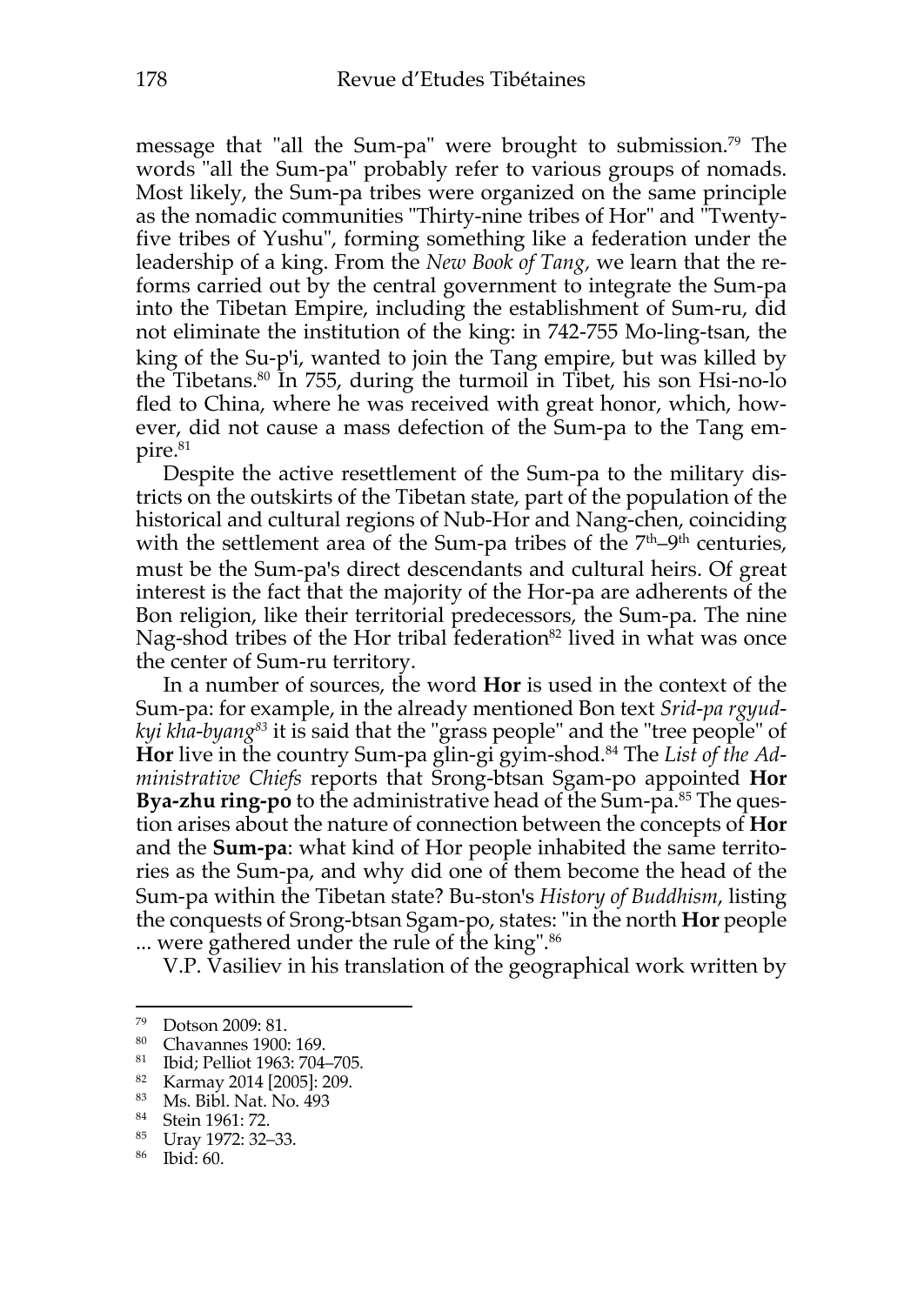message that "all the Sum-pa" were brought to submission.[79] The words "all the Sum-pa" probably refer to various groups of nomads. Most likely, the Sum-pa tribes were organized on the same principle as the nomadic communities "Thirty-nine tribes of Hor" and "Twenty-five tribes of Yushu", forming something like a federation under the leadership of a king. From the *New Book of Tang*, we learn that the reforms carried out by the central government to integrate the Sum-pa into the Tibetan Empire, including the establishment of Sum-ru, did not eliminate the institution of the king: in 742-755 Mo-ling-tsan, the king of the Su-p'i, wanted to join the Tang empire, but was killed by the Tibetans.[80] In 755, during the turmoil in Tibet, his son Hsi-no-lo fled to China, where he was received with great honor, which, however, did not cause a mass defection of the Sum-pa to the Tang empire.[81]

Despite the active resettlement of the Sum-pa to the military districts on the outskirts of the Tibetan state, part of the population of the historical and cultural regions of Nub-Hor and Nang-chen, coinciding with the settlement area of the Sum-pa tribes of the 7th–9th centuries, must be the Sum-pa's direct descendants and cultural heirs. Of great interest is the fact that the majority of the Hor-pa are adherents of the Bon religion, like their territorial predecessors, the Sum-pa. The nine Nag-shod tribes of the Hor tribal federation[82] lived in what was once the center of Sum-ru territory.

In a number of sources, the word **Hor** is used in the context of the Sum-pa: for example, in the already mentioned Bon text *Srid-pa rgyud-kyi kha-byang*[83] it is said that the "grass people" and the "tree people" of **Hor** live in the country Sum-pa glin-gi gyim-shod.[84] The *List of the Administrative Chiefs* reports that Srong-btsan Sgam-po appointed **Hor Bya-zhu ring-po** to the administrative head of the Sum-pa.[85] The question arises about the nature of connection between the concepts of **Hor** and the **Sum-pa**: what kind of Hor people inhabited the same territories as the Sum-pa, and why did one of them become the head of the Sum-pa within the Tibetan state? Bu-ston's *History of Buddhism*, listing the conquests of Srong-btsan Sgam-po, states: "in the north **Hor** people ... were gathered under the rule of the king".[86]

V.P. Vasiliev in his translation of the geographical work written by

---

[79] Dotson 2009: 81.
[80] Chavannes 1900: 169.
[81] Ibid; Pelliot 1963: 704–705.
[82] Karmay 2014 [2005]: 209.
[83] Ms. Bibl. Nat. No. 493
[84] Stein 1961: 72.
[85] Uray 1972: 32–33.
[86] Ibid: 60.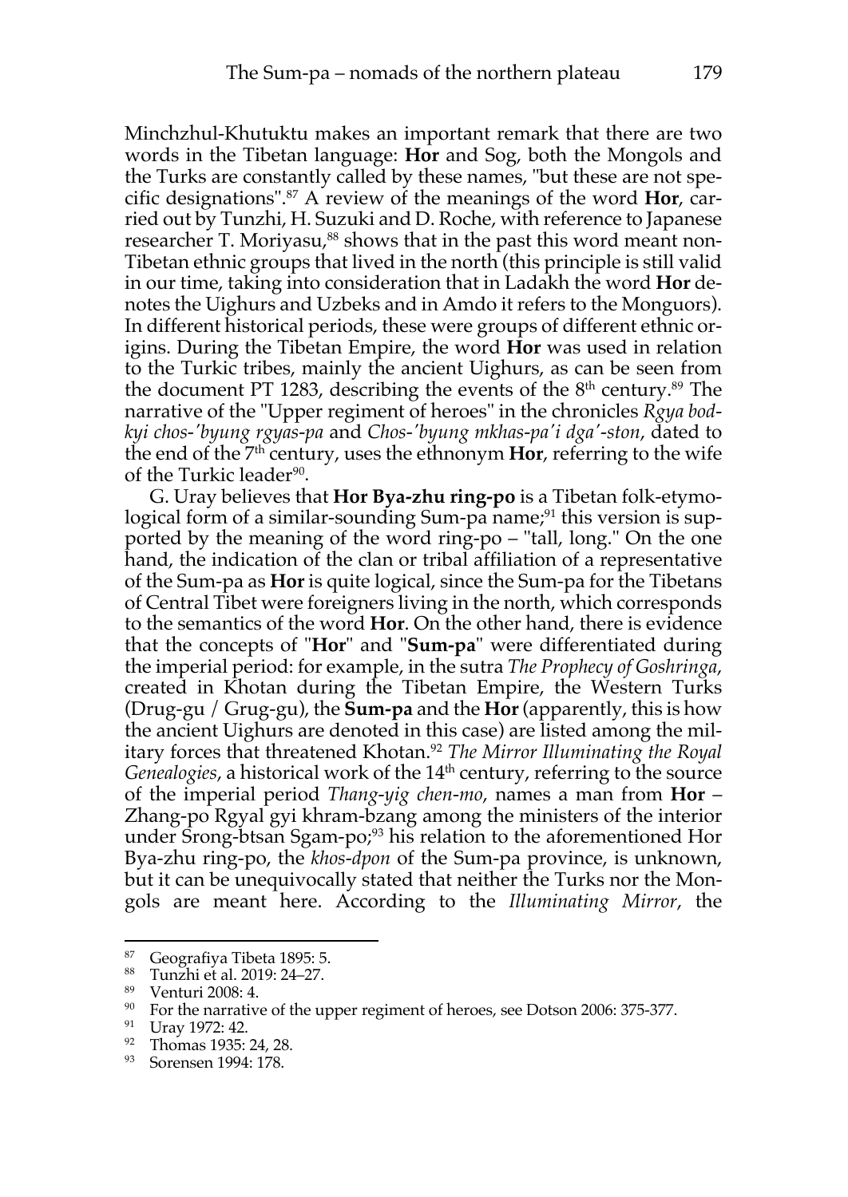Minchzhul-Khutuktu makes an important remark that there are two words in the Tibetan language: **Hor** and Sog, both the Mongols and the Turks are constantly called by these names, "but these are not specific designations".[87] A review of the meanings of the word **Hor**, carried out by Tunzhi, H. Suzuki and D. Roche, with reference to Japanese researcher T. Moriyasu,[88] shows that in the past this word meant non-Tibetan ethnic groups that lived in the north (this principle is still valid in our time, taking into consideration that in Ladakh the word **Hor** denotes the Uighurs and Uzbeks and in Amdo it refers to the Monguors). In different historical periods, these were groups of different ethnic origins. During the Tibetan Empire, the word **Hor** was used in relation to the Turkic tribes, mainly the ancient Uighurs, as can be seen from the document PT 1283, describing the events of the 8th century.[89] The narrative of the "Upper regiment of heroes" in the chronicles *Rgya bod-kyi chos-'byung rgyas-pa* and *Chos-'byung mkhas-pa'i dga'-ston*, dated to the end of the 7th century, uses the ethnonym **Hor**, referring to the wife of the Turkic leader[90].

G. Uray believes that **Hor Bya-zhu ring-po** is a Tibetan folk-etymological form of a similar-sounding Sum-pa name;[91] this version is supported by the meaning of the word ring-po – "tall, long." On the one hand, the indication of the clan or tribal affiliation of a representative of the Sum-pa as **Hor** is quite logical, since the Sum-pa for the Tibetans of Central Tibet were foreigners living in the north, which corresponds to the semantics of the word **Hor**. On the other hand, there is evidence that the concepts of "**Hor**" and "**Sum-pa**" were differentiated during the imperial period: for example, in the sutra *The Prophecy of Goshringa*, created in Khotan during the Tibetan Empire, the Western Turks (Drug-gu / Grug-gu), the **Sum-pa** and the **Hor** (apparently, this is how the ancient Uighurs are denoted in this case) are listed among the military forces that threatened Khotan.[92] *The Mirror Illuminating the Royal Genealogies*, a historical work of the 14th century, referring to the source of the imperial period *Thang-yig chen-mo*, names a man from **Hor** – Zhang-po Rgyal gyi khram-bzang among the ministers of the interior under Srong-btsan Sgam-po;[93] his relation to the aforementioned Hor Bya-zhu ring-po, the *khos-dpon* of the Sum-pa province, is unknown, but it can be unequivocally stated that neither the Turks nor the Mongols are meant here. According to the *Illuminating Mirror*, the

---

[87] Geografiya Tibeta 1895: 5.

[88] Tunzhi et al. 2019: 24–27.

[89] Venturi 2008: 4.

[90] For the narrative of the upper regiment of heroes, see Dotson 2006: 375-377.

[91] Uray 1972: 42.

[92] Thomas 1935: 24, 28.

[93] Sorensen 1994: 178.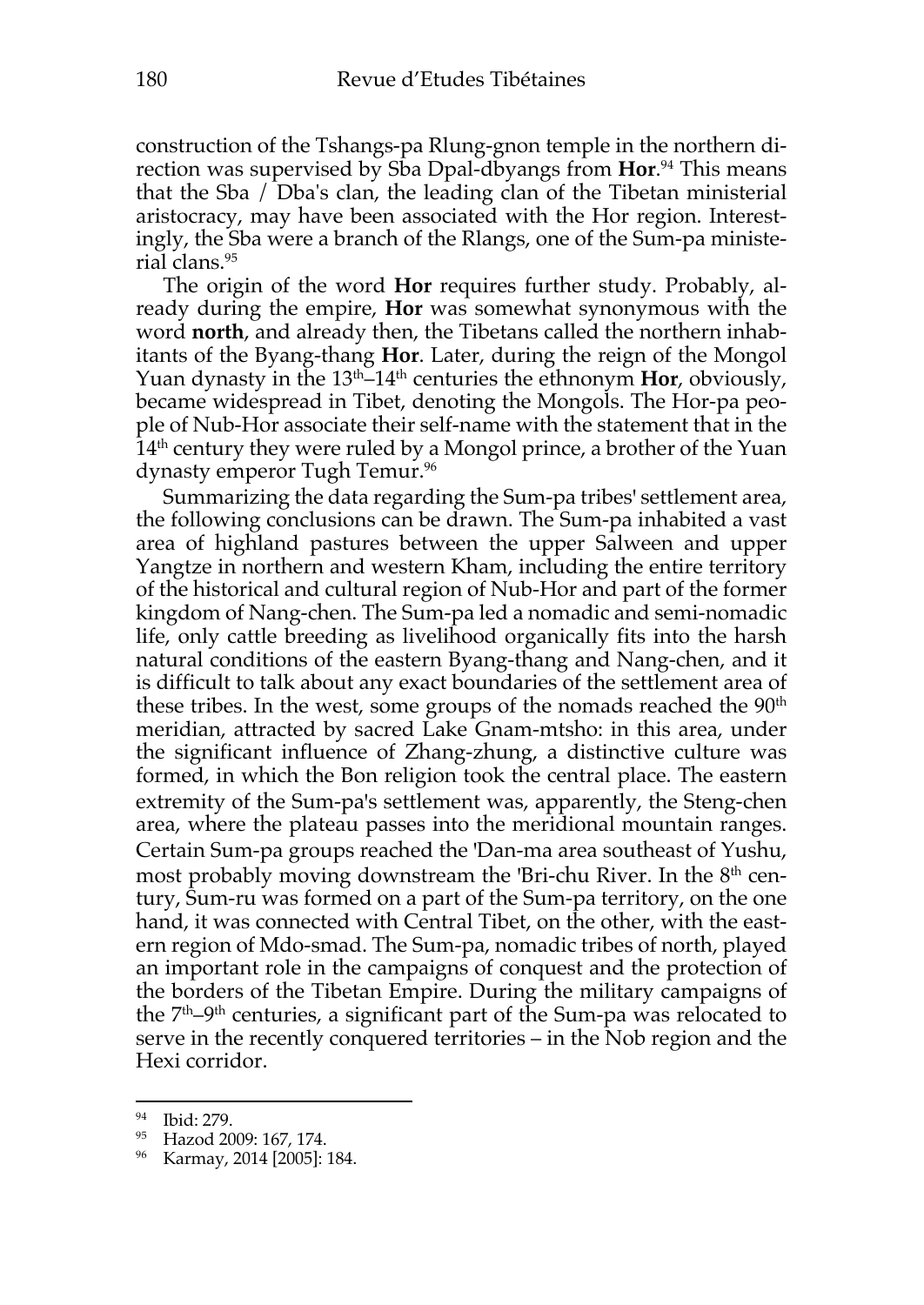construction of the Tshangs-pa Rlung-gnon temple in the northern direction was supervised by Sba Dpal-dbyangs from **Hor**.[94] This means that the Sba / Dba's clan, the leading clan of the Tibetan ministerial aristocracy, may have been associated with the Hor region. Interestingly, the Sba were a branch of the Rlangs, one of the Sum-pa ministerial clans.[95]

The origin of the word **Hor** requires further study. Probably, already during the empire, **Hor** was somewhat synonymous with the word **north**, and already then, the Tibetans called the northern inhabitants of the Byang-thang **Hor**. Later, during the reign of the Mongol Yuan dynasty in the 13th–14th centuries the ethnonym **Hor**, obviously, became widespread in Tibet, denoting the Mongols. The Hor-pa people of Nub-Hor associate their self-name with the statement that in the 14th century they were ruled by a Mongol prince, a brother of the Yuan dynasty emperor Tugh Temur.[96]

Summarizing the data regarding the Sum-pa tribes' settlement area, the following conclusions can be drawn. The Sum-pa inhabited a vast area of highland pastures between the upper Salween and upper Yangtze in northern and western Kham, including the entire territory of the historical and cultural region of Nub-Hor and part of the former kingdom of Nang-chen. The Sum-pa led a nomadic and semi-nomadic life, only cattle breeding as livelihood organically fits into the harsh natural conditions of the eastern Byang-thang and Nang-chen, and it is difficult to talk about any exact boundaries of the settlement area of these tribes. In the west, some groups of the nomads reached the 90th meridian, attracted by sacred Lake Gnam-mtsho: in this area, under the significant influence of Zhang-zhung, a distinctive culture was formed, in which the Bon religion took the central place. The eastern extremity of the Sum-pa's settlement was, apparently, the Steng-chen area, where the plateau passes into the meridional mountain ranges. Certain Sum-pa groups reached the 'Dan-ma area southeast of Yushu, most probably moving downstream the 'Bri-chu River. In the 8th century, Sum-ru was formed on a part of the Sum-pa territory, on the one hand, it was connected with Central Tibet, on the other, with the eastern region of Mdo-smad. The Sum-pa, nomadic tribes of north, played an important role in the campaigns of conquest and the protection of the borders of the Tibetan Empire. During the military campaigns of the 7th–9th centuries, a significant part of the Sum-pa was relocated to serve in the recently conquered territories – in the Nob region and the Hexi corridor.

---

[94] Ibid: 279.

[95] Hazod 2009: 167, 174.

[96] Karmay, 2014 [2005]: 184.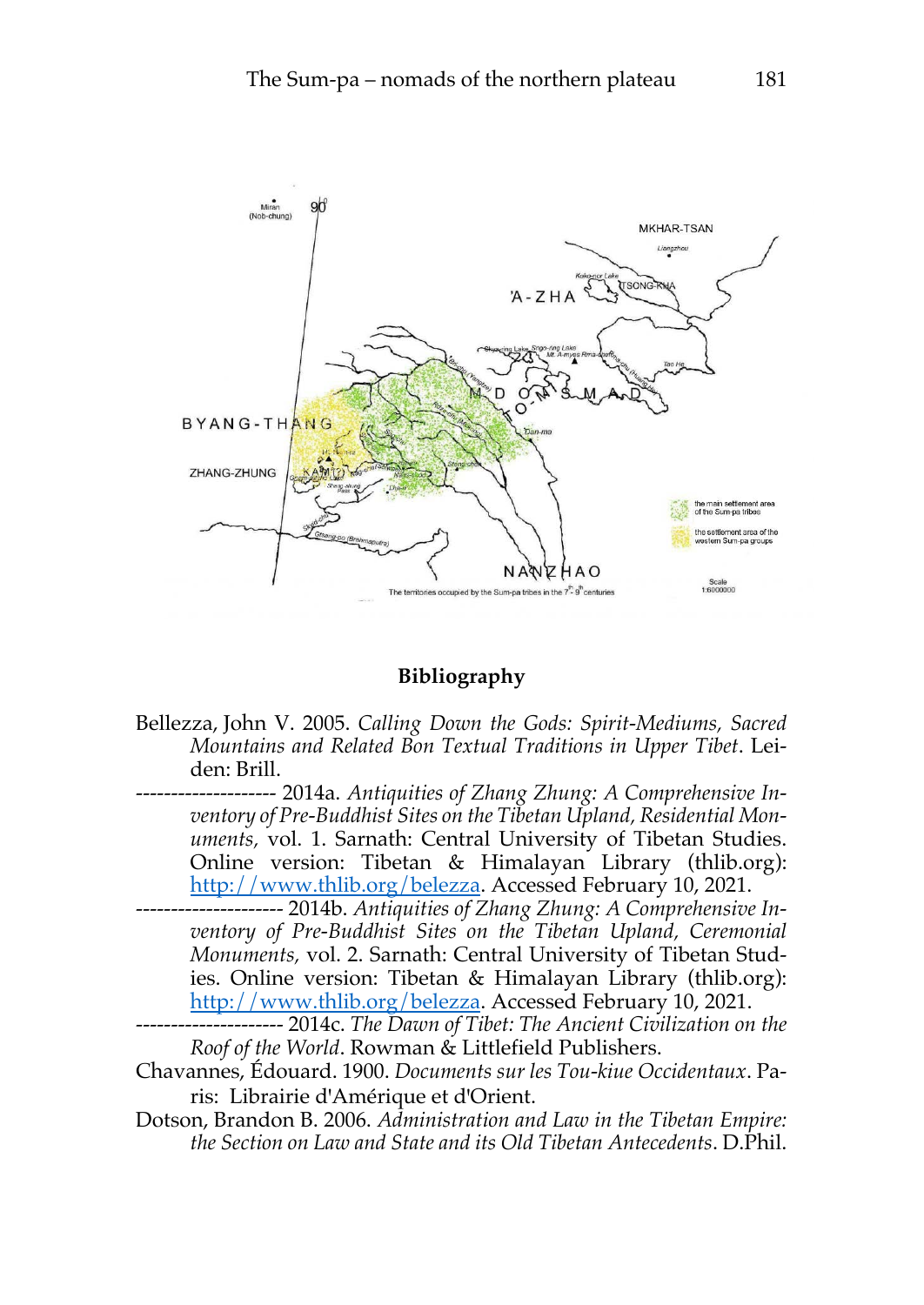## Bibliography

Bellezza, John V. 2005. *Calling Down the Gods: Spirit-Mediums, Sacred Mountains and Related Bon Textual Traditions in Upper Tibet*. Leiden: Brill.

-------------------- 2014a. *Antiquities of Zhang Zhung: A Comprehensive Inventory of Pre-Buddhist Sites on the Tibetan Upland, Residential Monuments,* vol. 1. Sarnath: Central University of Tibetan Studies. Online version: Tibetan & Himalayan Library (thlib.org): http://www.thlib.org/belezza. Accessed February 10, 2021.

--------------------- 2014b. *Antiquities of Zhang Zhung: A Comprehensive Inventory of Pre-Buddhist Sites on the Tibetan Upland, Ceremonial Monuments,* vol. 2. Sarnath: Central University of Tibetan Studies. Online version: Tibetan & Himalayan Library (thlib.org): http://www.thlib.org/belezza. Accessed February 10, 2021.

--------------------- 2014c. *The Dawn of Tibet: The Ancient Civilization on the Roof of the World*. Rowman & Littlefield Publishers.

Chavannes, Édouard. 1900. *Documents sur les Tou-kiue Occidentaux*. Paris: Librairie d'Amérique et d'Orient.

Dotson, Brandon B. 2006. *Administration and Law in the Tibetan Empire: the Section on Law and State and its Old Tibetan Antecedents*. D.Phil.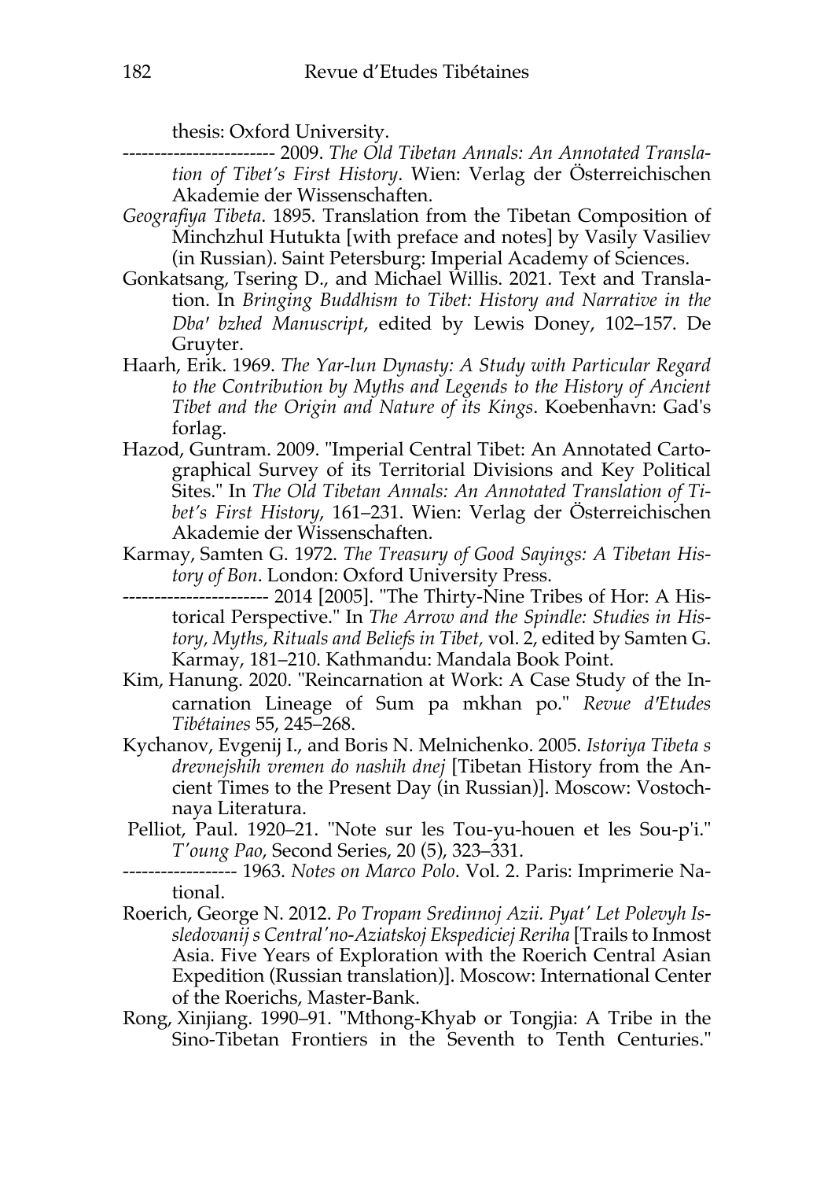thesis: Oxford University.

------------------------ 2009. *The Old Tibetan Annals: An Annotated Translation of Tibet's First History*. Wien: Verlag der Österreichischen Akademie der Wissenschaften.

*Geografiya Tibeta*. 1895. Translation from the Tibetan Composition of Minchzhul Hutukta [with preface and notes] by Vasily Vasiliev (in Russian). Saint Petersburg: Imperial Academy of Sciences.

Gonkatsang, Tsering D., and Michael Willis. 2021. Text and Translation. In *Bringing Buddhism to Tibet: History and Narrative in the Dba' bzhed Manuscript*, edited by Lewis Doney, 102–157. De Gruyter.

Haarh, Erik. 1969. *The Yar-lun Dynasty: A Study with Particular Regard to the Contribution by Myths and Legends to the History of Ancient Tibet and the Origin and Nature of its Kings*. Koebenhavn: Gad's forlag.

Hazod, Guntram. 2009. "Imperial Central Tibet: An Annotated Cartographical Survey of its Territorial Divisions and Key Political Sites." In *The Old Tibetan Annals: An Annotated Translation of Tibet's First History*, 161–231. Wien: Verlag der Österreichischen Akademie der Wissenschaften.

Karmay, Samten G. 1972. *The Treasury of Good Sayings: A Tibetan History of Bon*. London: Oxford University Press.

----------------------- 2014 [2005]. "The Thirty-Nine Tribes of Hor: A Historical Perspective." In *The Arrow and the Spindle: Studies in History, Myths, Rituals and Beliefs in Tibet,* vol. 2, edited by Samten G. Karmay, 181–210. Kathmandu: Mandala Book Point.

Kim, Hanung. 2020. "Reincarnation at Work: A Case Study of the Incarnation Lineage of Sum pa mkhan po." *Revue d'Etudes Tibétaines* 55, 245–268.

Kychanov, Evgenij I., and Boris N. Melnichenko. 2005. *Istoriya Tibeta s drevnejshih vremen do nashih dnej* [Tibetan History from the Ancient Times to the Present Day (in Russian)]. Moscow: Vostochnaya Literatura.

Pelliot, Paul. 1920–21. "Note sur les Tou-yu-houen et les Sou-p'i." *T'oung Pao*, Second Series, 20 (5), 323–331.

------------------ 1963. *Notes on Marco Polo*. Vol. 2. Paris: Imprimerie National.

Roerich, George N. 2012. *Po Tropam Sredinnoj Azii. Pyat' Let Polevyh Issledovanij s Central'no-Aziatskoj Ekspediciej Reriha* [Trails to Inmost Asia. Five Years of Exploration with the Roerich Central Asian Expedition (Russian translation)]. Moscow: International Center of the Roerichs, Master-Bank.

Rong, Xinjiang. 1990–91. "Mthong-Khyab or Tongjia: A Tribe in the Sino-Tibetan Frontiers in the Seventh to Tenth Centuries."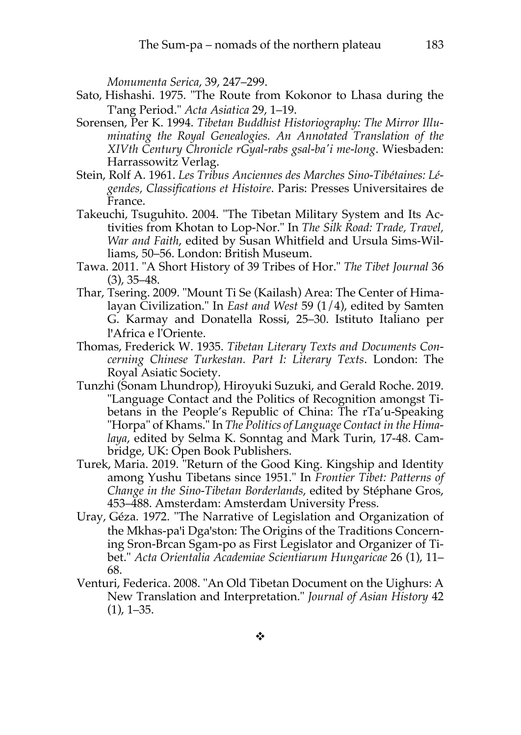*Monumenta Serica*, 39, 247–299.

Sato, Hishashi. 1975. "The Route from Kokonor to Lhasa during the T'ang Period." *Acta Asiatica* 29, 1–19.

Sorensen, Per K. 1994. *Tibetan Buddhist Historiography: The Mirror Illuminating the Royal Genealogies. An Annotated Translation of the XIVth Century Chronicle rGyal-rabs gsal-ba'i me-long*. Wiesbaden: Harrassowitz Verlag.

Stein, Rolf A. 1961. *Les Tribus Anciennes des Marches Sino-Tibétaines: Légendes, Classifications et Histoire*. Paris: Presses Universitaires de France.

Takeuchi, Tsuguhito. 2004. "The Tibetan Military System and Its Activities from Khotan to Lop-Nor." In *The Silk Road: Trade, Travel, War and Faith*, edited by Susan Whitfield and Ursula Sims-Williams, 50–56. London: British Museum.

Tawa. 2011. "A Short History of 39 Tribes of Hor." *The Tibet Journal* 36 (3), 35–48.

Thar, Tsering. 2009. "Mount Ti Se (Kailash) Area: The Center of Himalayan Civilization." In *East and West* 59 (1/4), edited by Samten G. Karmay and Donatella Rossi, 25–30. Istituto Italiano per l'Africa e l'Oriente.

Thomas, Frederick W. 1935. *Tibetan Literary Texts and Documents Concerning Chinese Turkestan. Part I: Literary Texts*. London: The Royal Asiatic Society.

Tunzhi (Sonam Lhundrop), Hiroyuki Suzuki, and Gerald Roche. 2019. "Language Contact and the Politics of Recognition amongst Tibetans in the People's Republic of China: The rTa'u-Speaking "Horpa" of Khams." In *The Politics of Language Contact in the Himalaya*, edited by Selma K. Sonntag and Mark Turin, 17-48. Cambridge, UK: Open Book Publishers.

Turek, Maria. 2019. "Return of the Good King. Kingship and Identity among Yushu Tibetans since 1951." In *Frontier Tibet: Patterns of Change in the Sino-Tibetan Borderlands*, edited by Stéphane Gros, 453–488. Amsterdam: Amsterdam University Press.

Uray, Géza. 1972. "The Narrative of Legislation and Organization of the Mkhas-pa'i Dga'ston: The Origins of the Traditions Concerning Sron-Brcan Sgam-po as First Legislator and Organizer of Tibet." *Acta Orientalia Academiae Scientiarum Hungaricae* 26 (1), 11–68.

Venturi, Federica. 2008. "An Old Tibetan Document on the Uighurs: A New Translation and Interpretation." *Journal of Asian History* 42 (1), 1–35.

❖